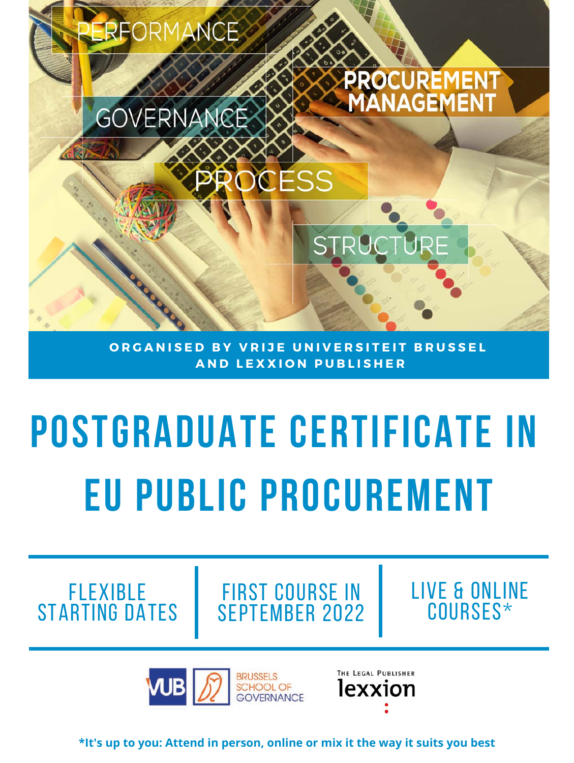PERFORMANCE

PROCUREMENT MANAGEMENT

GOVERNANCE

PROCESS

STRUCTURE

**ORGANISED BY VRIJE UNIVERSITEIT BRUSSEL AND LEXXION PUBLISHER**

# POSTGRADUATE CERTIFICATE IN EU PUBLIC PROCUREMENT

FLEXIBLE STARTING DATES | FIRST COURSE IN SEPTEMBER 2022 | LIVE & ONLINE COURSES*

VUB BRUSSELS SCHOOL OF GOVERNANCE

THE LEGAL PUBLISHER lexxion

***It's up to you: Attend in person, online or mix it the way it suits you best**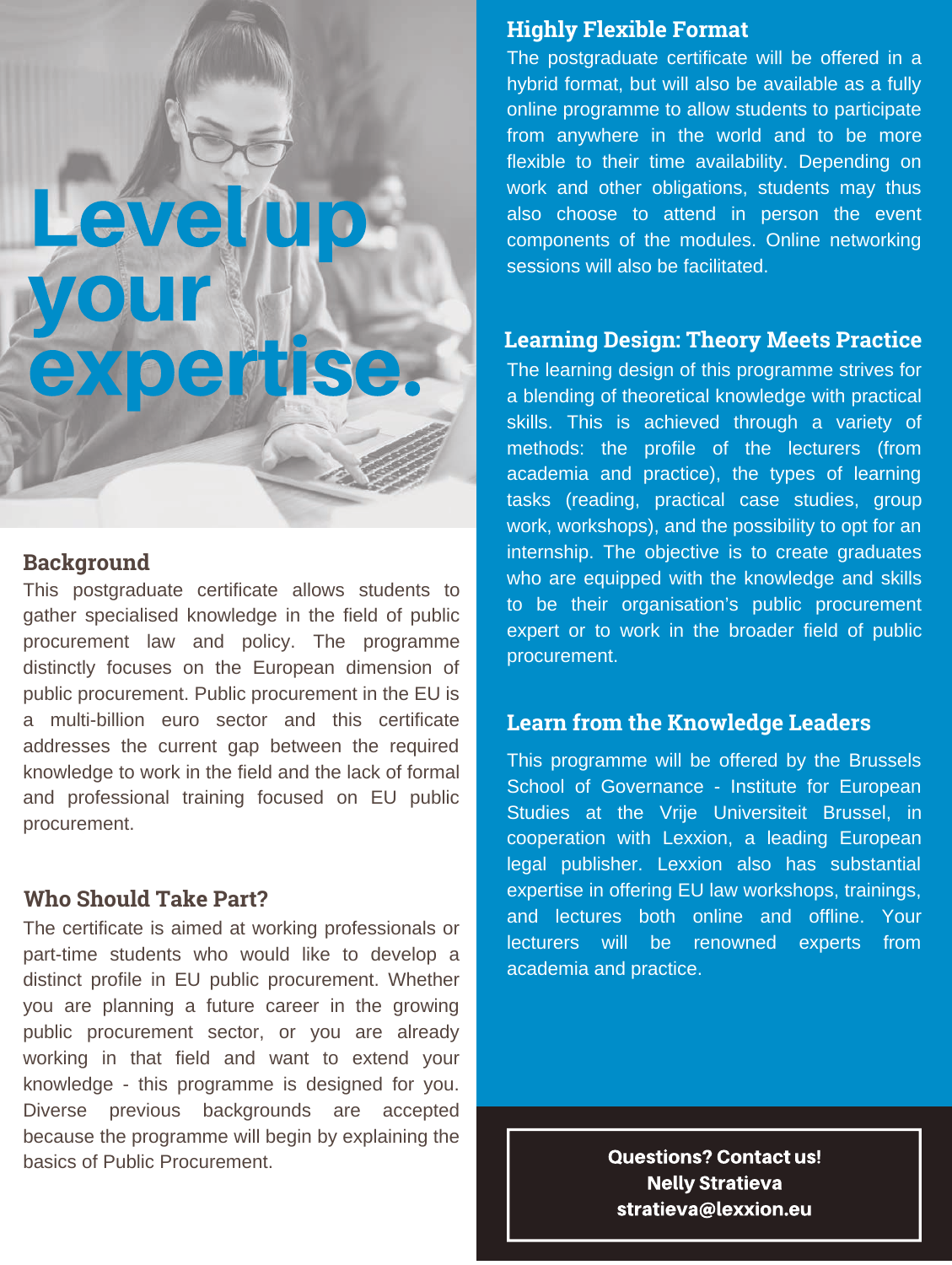# Level up your expertise.

## Background

This postgraduate certificate allows students to gather specialised knowledge in the field of public procurement law and policy. The programme distinctly focuses on the European dimension of public procurement. Public procurement in the EU is a multi-billion euro sector and this certificate addresses the current gap between the required knowledge to work in the field and the lack of formal and professional training focused on EU public procurement.

## Who Should Take Part?

The certificate is aimed at working professionals or part-time students who would like to develop a distinct profile in EU public procurement. Whether you are planning a future career in the growing public procurement sector, or you are already working in that field and want to extend your knowledge - this programme is designed for you. Diverse previous backgrounds are accepted because the programme will begin by explaining the basics of Public Procurement.

## Highly Flexible Format

The postgraduate certificate will be offered in a hybrid format, but will also be available as a fully online programme to allow students to participate from anywhere in the world and to be more flexible to their time availability. Depending on work and other obligations, students may thus also choose to attend in person the event components of the modules. Online networking sessions will also be facilitated.

## Learning Design: Theory Meets Practice

The learning design of this programme strives for a blending of theoretical knowledge with practical skills. This is achieved through a variety of methods: the profile of the lecturers (from academia and practice), the types of learning tasks (reading, practical case studies, group work, workshops), and the possibility to opt for an internship. The objective is to create graduates who are equipped with the knowledge and skills to be their organisation's public procurement expert or to work in the broader field of public procurement.

## Learn from the Knowledge Leaders

This programme will be offered by the Brussels School of Governance - Institute for European Studies at the Vrije Universiteit Brussel, in cooperation with Lexxion, a leading European legal publisher. Lexxion also has substantial expertise in offering EU law workshops, trainings, and lectures both online and offline. Your lecturers will be renowned experts from academia and practice.

**Questions? Contact us!**
**Nelly Stratieva**
**stratieva@lexxion.eu**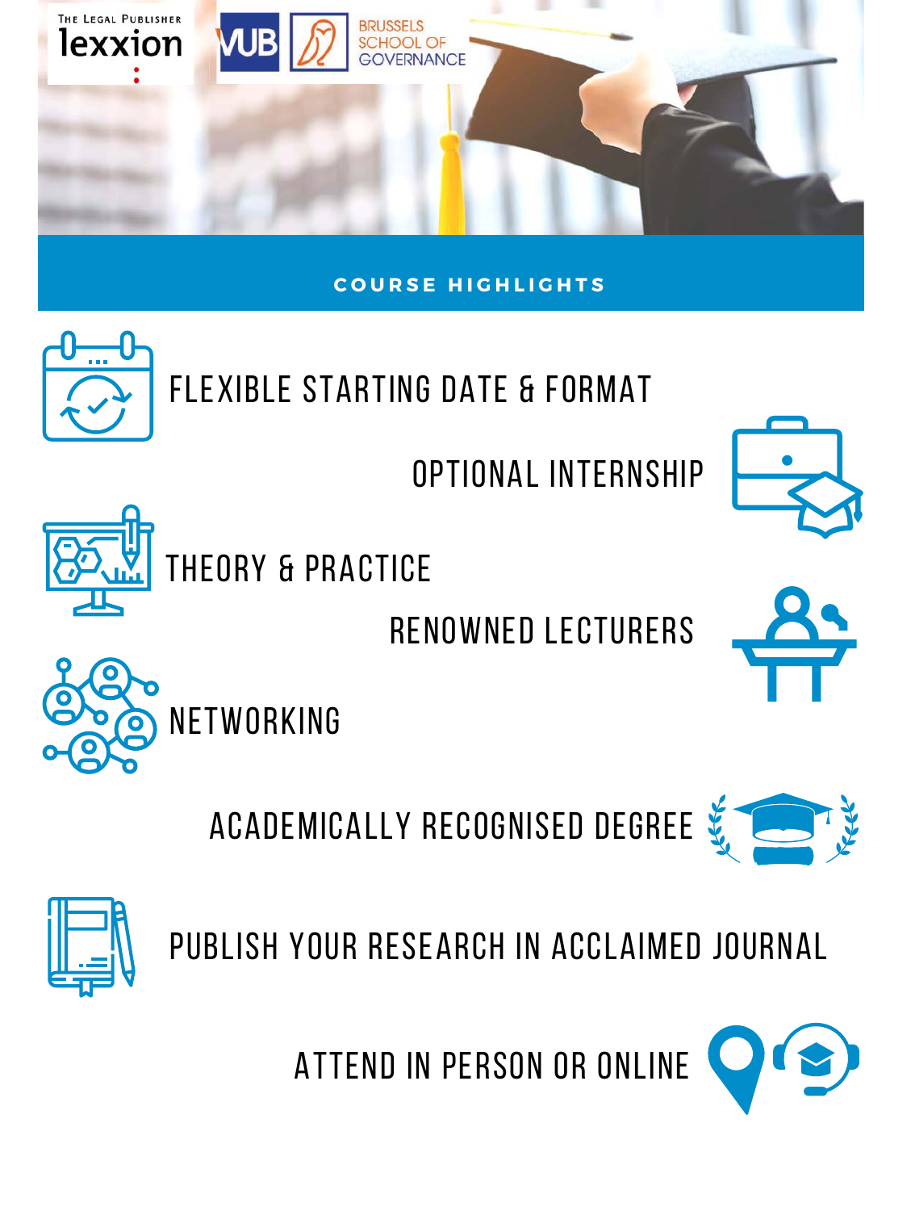The Legal Publisher lexxion

VUB Brussels School of Governance

## COURSE HIGHLIGHTS

- FLEXIBLE STARTING DATE & FORMAT
- OPTIONAL INTERNSHIP
- THEORY & PRACTICE
- RENOWNED LECTURERS
- NETWORKING
- ACADEMICALLY RECOGNISED DEGREE
- PUBLISH YOUR RESEARCH IN ACCLAIMED JOURNAL
- ATTEND IN PERSON OR ONLINE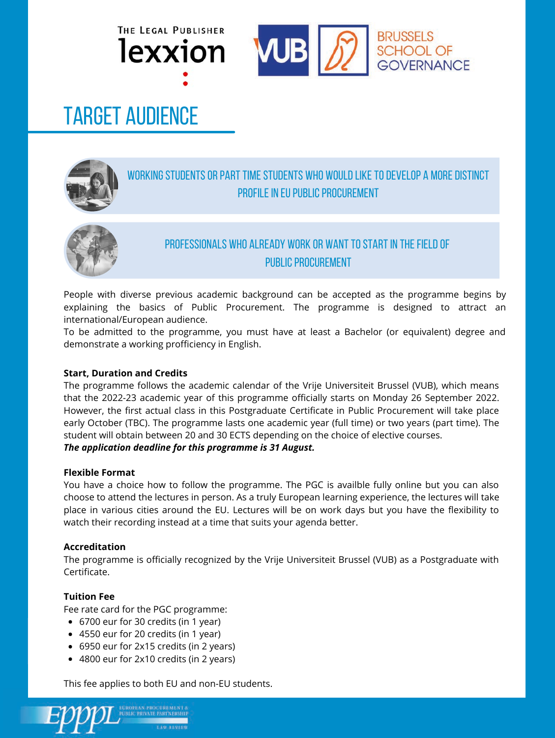# TARGET AUDIENCE

WORKING STUDENTS OR PART TIME STUDENTS WHO WOULD LIKE TO DEVELOP A MORE DISTINCT PROFILE IN EU PUBLIC PROCUREMENT

PROFESSIONALS WHO ALREADY WORK OR WANT TO START IN THE FIELD OF PUBLIC PROCUREMENT

People with diverse previous academic background can be accepted as the programme begins by explaining the basics of Public Procurement. The programme is designed to attract an international/European audience.
To be admitted to the programme, you must have at least a Bachelor (or equivalent) degree and demonstrate a working profficiency in English.

**Start, Duration and Credits**
The programme follows the academic calendar of the Vrije Universiteit Brussel (VUB), which means that the 2022-23 academic year of this programme officially starts on Monday 26 September 2022. However, the first actual class in this Postgraduate Certificate in Public Procurement will take place early October (TBC). The programme lasts one academic year (full time) or two years (part time). The student will obtain between 20 and 30 ECTS depending on the choice of elective courses.
***The application deadline for this programme is 31 August.***

**Flexible Format**
You have a choice how to follow the programme. The PGC is availble fully online but you can also choose to attend the lectures in person. As a truly European learning experience, the lectures will take place in various cities around the EU. Lectures will be on work days but you have the flexibility to watch their recording instead at a time that suits your agenda better.

**Accreditation**
The programme is officially recognized by the Vrije Universiteit Brussel (VUB) as a Postgraduate with Certificate.

**Tuition Fee**
Fee rate card for the PGC programme:
- 6700 eur for 30 credits (in 1 year)
- 4550 eur for 20 credits (in 1 year)
- 6950 eur for 2x15 credits (in 2 years)
- 4800 eur for 2x10 credits (in 2 years)

This fee applies to both EU and non-EU students.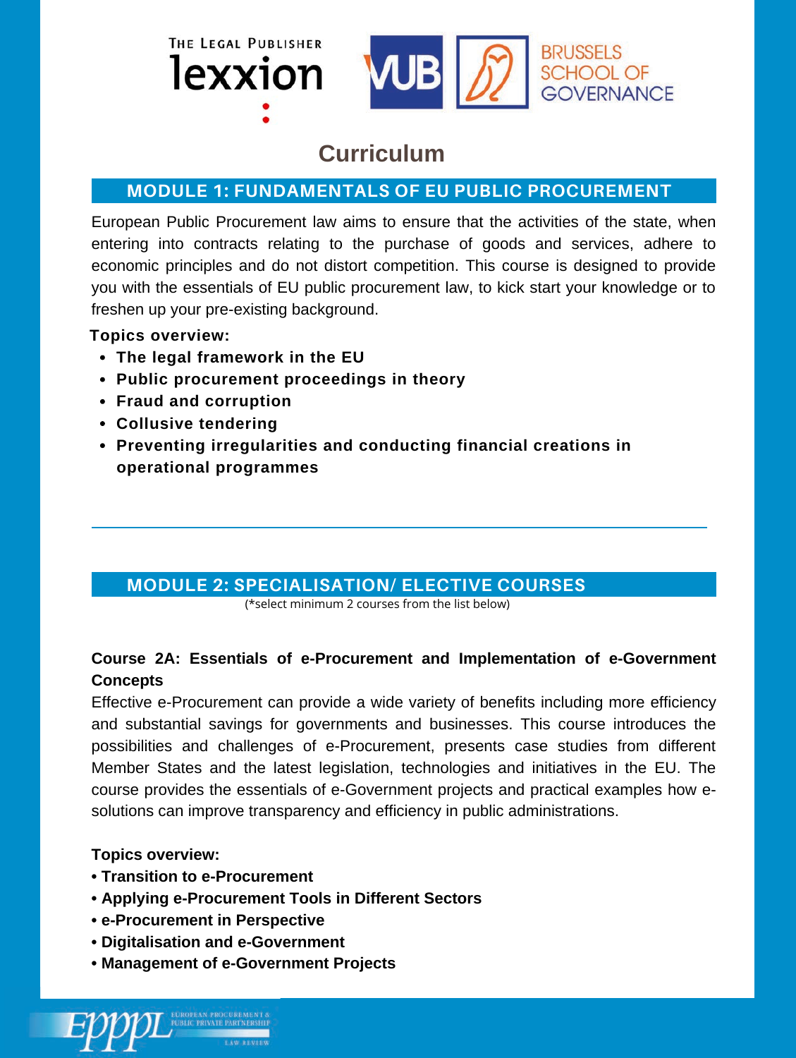# Curriculum

## MODULE 1: FUNDAMENTALS OF EU PUBLIC PROCUREMENT

European Public Procurement law aims to ensure that the activities of the state, when entering into contracts relating to the purchase of goods and services, adhere to economic principles and do not distort competition. This course is designed to provide you with the essentials of EU public procurement law, to kick start your knowledge or to freshen up your pre-existing background.

**Topics overview:**

- **The legal framework in the EU**
- **Public procurement proceedings in theory**
- **Fraud and corruption**
- **Collusive tendering**
- **Preventing irregularities and conducting financial creations in operational programmes**

## MODULE 2: SPECIALISATION/ ELECTIVE COURSES

(*select minimum 2 courses from the list below)

### Course 2A: Essentials of e-Procurement and Implementation of e-Government Concepts

Effective e-Procurement can provide a wide variety of benefits including more efficiency and substantial savings for governments and businesses. This course introduces the possibilities and challenges of e-Procurement, presents case studies from different Member States and the latest legislation, technologies and initiatives in the EU. The course provides the essentials of e-Government projects and practical examples how e-solutions can improve transparency and efficiency in public administrations.

**Topics overview:**

- **Transition to e-Procurement**
- **Applying e-Procurement Tools in Different Sectors**
- **e-Procurement in Perspective**
- **Digitalisation and e-Government**
- **Management of e-Government Projects**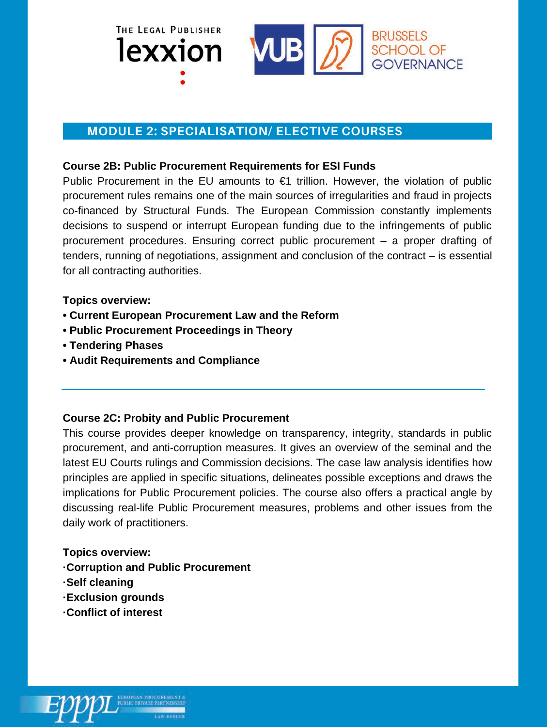## MODULE 2: SPECIALISATION/ ELECTIVE COURSES

**Course 2B: Public Procurement Requirements for ESI Funds**

Public Procurement in the EU amounts to €1 trillion. However, the violation of public procurement rules remains one of the main sources of irregularities and fraud in projects co-financed by Structural Funds. The European Commission constantly implements decisions to suspend or interrupt European funding due to the infringements of public procurement procedures. Ensuring correct public procurement – a proper drafting of tenders, running of negotiations, assignment and conclusion of the contract – is essential for all contracting authorities.

**Topics overview:**

- **Current European Procurement Law and the Reform**
- **Public Procurement Proceedings in Theory**
- **Tendering Phases**
- **Audit Requirements and Compliance**

---

**Course 2C: Probity and Public Procurement**

This course provides deeper knowledge on transparency, integrity, standards in public procurement, and anti-corruption measures. It gives an overview of the seminal and the latest EU Courts rulings and Commission decisions. The case law analysis identifies how principles are applied in specific situations, delineates possible exceptions and draws the implications for Public Procurement policies. The course also offers a practical angle by discussing real-life Public Procurement measures, problems and other issues from the daily work of practitioners.

**Topics overview:**

- **Corruption and Public Procurement**
- **Self cleaning**
- **Exclusion grounds**
- **Conflict of interest**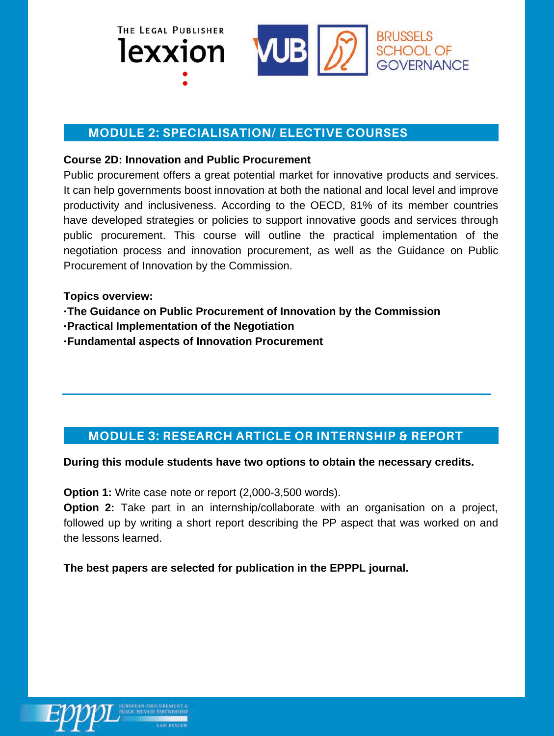## MODULE 2: SPECIALISATION/ ELECTIVE COURSES

**Course 2D: Innovation and Public Procurement**

Public procurement offers a great potential market for innovative products and services. It can help governments boost innovation at both the national and local level and improve productivity and inclusiveness. According to the OECD, 81% of its member countries have developed strategies or policies to support innovative goods and services through public procurement. This course will outline the practical implementation of the negotiation process and innovation procurement, as well as the Guidance on Public Procurement of Innovation by the Commission.

**Topics overview:**

- **The Guidance on Public Procurement of Innovation by the Commission**
- **Practical Implementation of the Negotiation**
- **Fundamental aspects of Innovation Procurement**

## MODULE 3: RESEARCH ARTICLE OR INTERNSHIP & REPORT

**During this module students have two options to obtain the necessary credits.**

**Option 1:** Write case note or report (2,000-3,500 words).

**Option 2:** Take part in an internship/collaborate with an organisation on a project, followed up by writing a short report describing the PP aspect that was worked on and the lessons learned.

**The best papers are selected for publication in the EPPPL journal.**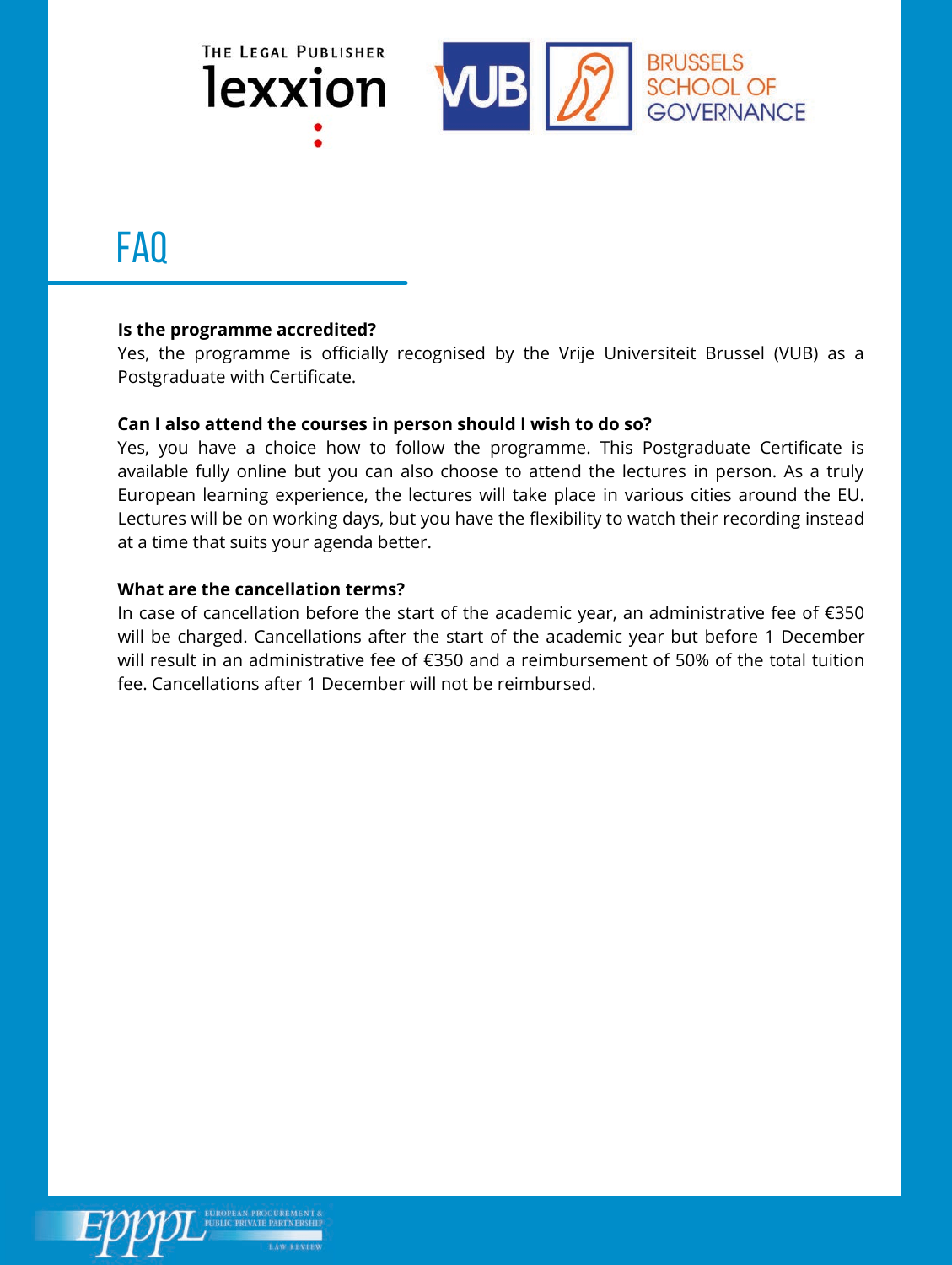# FAQ

**Is the programme accredited?**
Yes, the programme is officially recognised by the Vrije Universiteit Brussel (VUB) as a Postgraduate with Certificate.

**Can I also attend the courses in person should I wish to do so?**
Yes, you have a choice how to follow the programme. This Postgraduate Certificate is available fully online but you can also choose to attend the lectures in person. As a truly European learning experience, the lectures will take place in various cities around the EU. Lectures will be on working days, but you have the flexibility to watch their recording instead at a time that suits your agenda better.

**What are the cancellation terms?**
In case of cancellation before the start of the academic year, an administrative fee of €350 will be charged. Cancellations after the start of the academic year but before 1 December will result in an administrative fee of €350 and a reimbursement of 50% of the total tuition fee. Cancellations after 1 December will not be reimbursed.